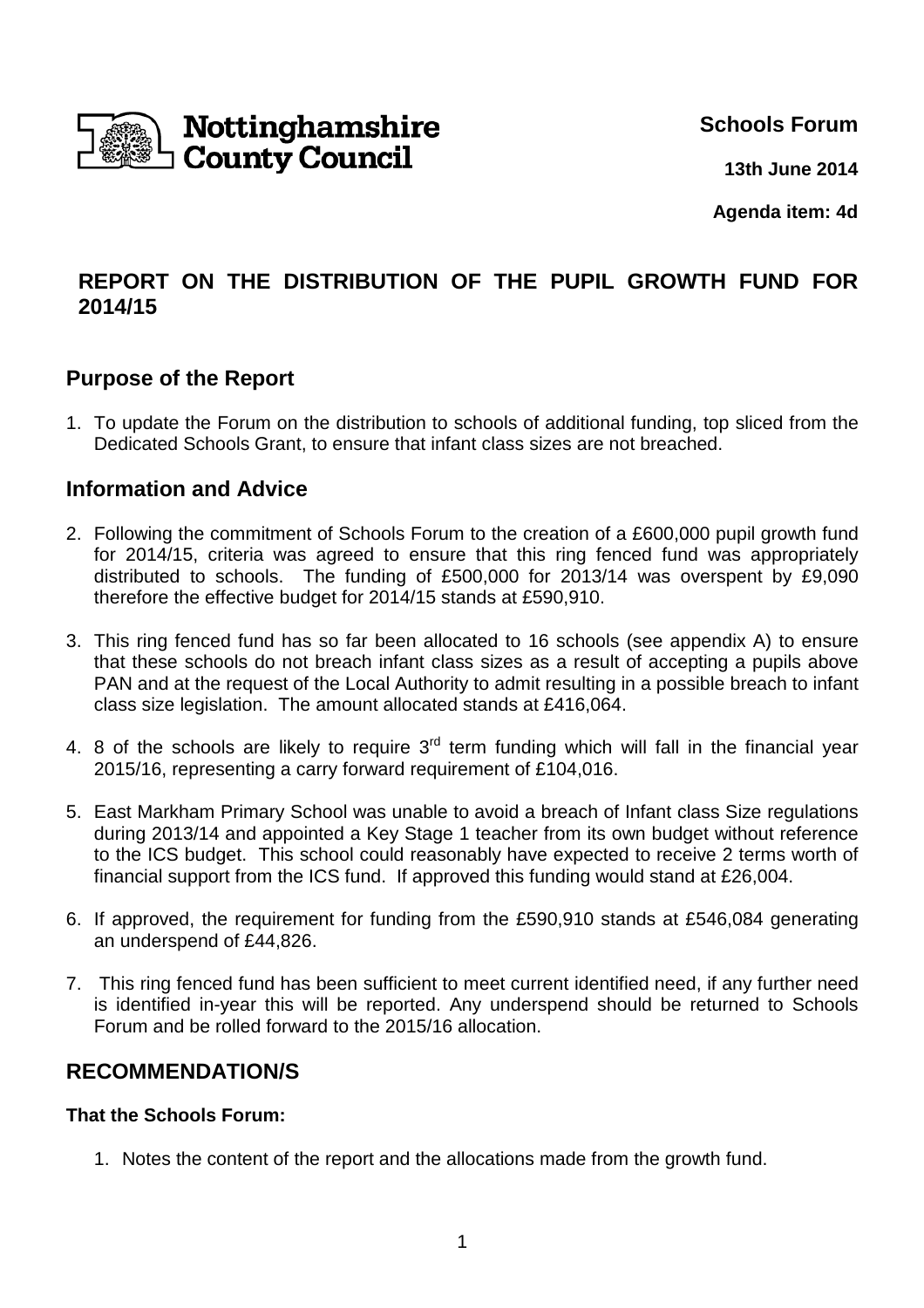Nottinghamshire County Council

**Schools Forum**

**13th June 2014**

**Agenda item: 4d**

## REPORT ON THE DISTRIBUTION OF THE PUPIL GROWTH FUND FOR 2014/15

## Purpose of the Report

1. To update the Forum on the distribution to schools of additional funding, top sliced from the Dedicated Schools Grant, to ensure that infant class sizes are not breached.

## Information and Advice

2. Following the commitment of Schools Forum to the creation of a £600,000 pupil growth fund for 2014/15, criteria was agreed to ensure that this ring fenced fund was appropriately distributed to schools. The funding of £500,000 for 2013/14 was overspent by £9,090 therefore the effective budget for 2014/15 stands at £590,910.

3. This ring fenced fund has so far been allocated to 16 schools (see appendix A) to ensure that these schools do not breach infant class sizes as a result of accepting a pupils above PAN and at the request of the Local Authority to admit resulting in a possible breach to infant class size legislation. The amount allocated stands at £416,064.

4. 8 of the schools are likely to require 3rd term funding which will fall in the financial year 2015/16, representing a carry forward requirement of £104,016.

5. East Markham Primary School was unable to avoid a breach of Infant class Size regulations during 2013/14 and appointed a Key Stage 1 teacher from its own budget without reference to the ICS budget. This school could reasonably have expected to receive 2 terms worth of financial support from the ICS fund. If approved this funding would stand at £26,004.

6. If approved, the requirement for funding from the £590,910 stands at £546,084 generating an underspend of £44,826.

7. This ring fenced fund has been sufficient to meet current identified need, if any further need is identified in-year this will be reported. Any underspend should be returned to Schools Forum and be rolled forward to the 2015/16 allocation.

## RECOMMENDATION/S

**That the Schools Forum:**

1. Notes the content of the report and the allocations made from the growth fund.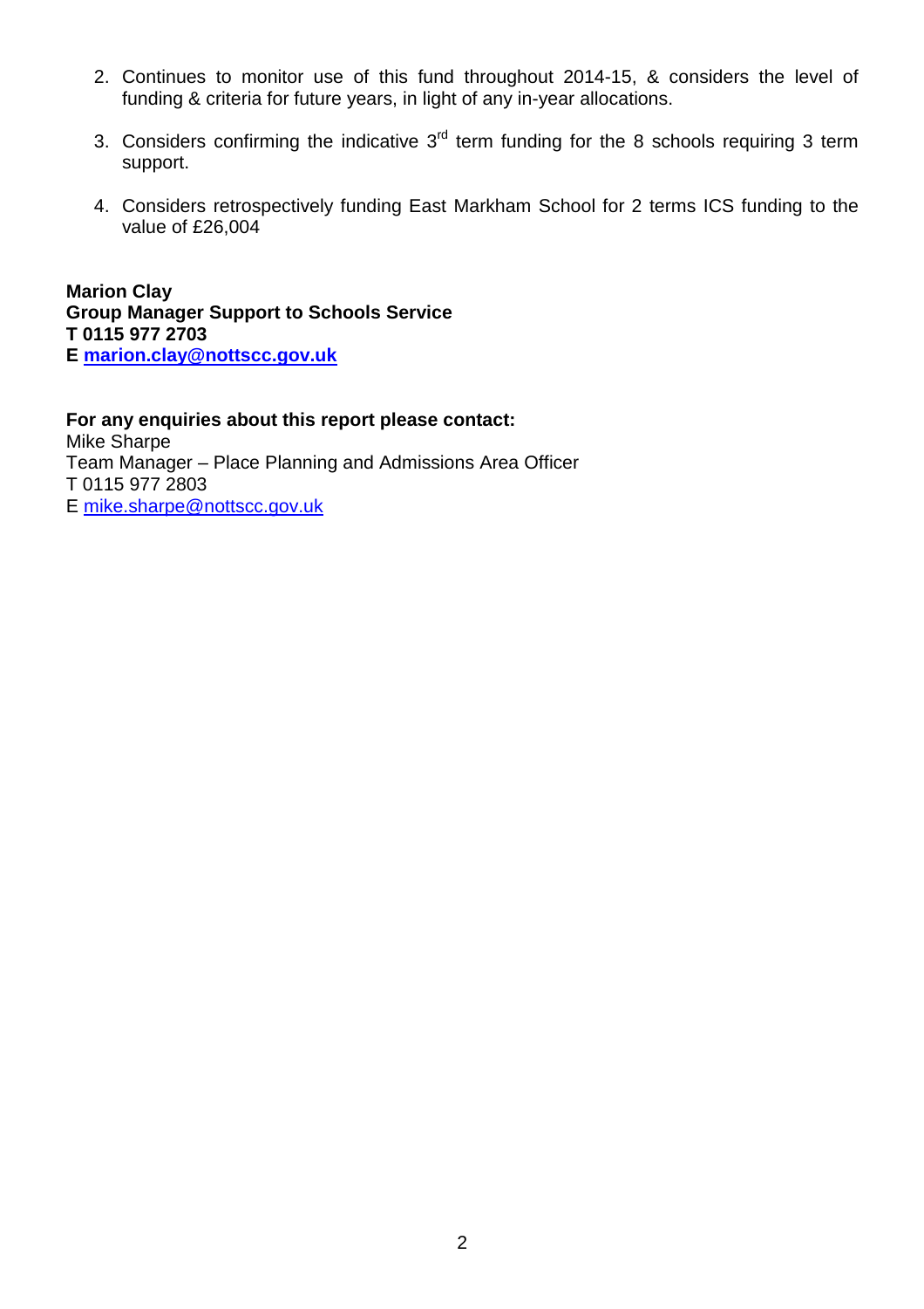2. Continues to monitor use of this fund throughout 2014-15, & considers the level of funding & criteria for future years, in light of any in-year allocations.

3. Considers confirming the indicative 3rd term funding for the 8 schools requiring 3 term support.

4. Considers retrospectively funding East Markham School for 2 terms ICS funding to the value of £26,004

**Marion Clay**
**Group Manager Support to Schools Service**
**T 0115 977 2703**
**E marion.clay@nottscc.gov.uk**

**For any enquiries about this report please contact:**
Mike Sharpe
Team Manager – Place Planning and Admissions Area Officer
T 0115 977 2803
E mike.sharpe@nottscc.gov.uk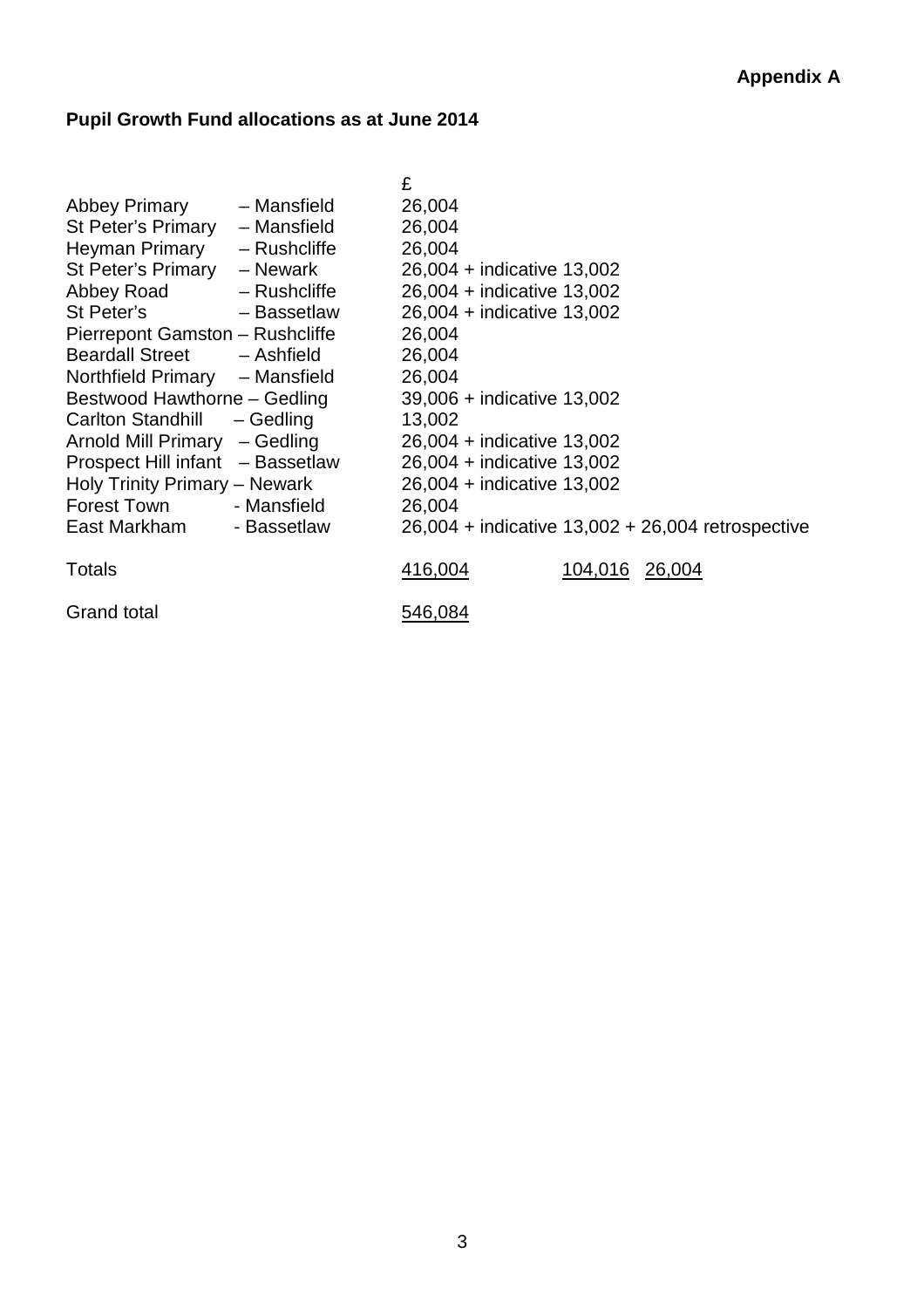**Appendix A**

**Pupil Growth Fund allocations as at June 2014**

| School | Area | £ | | |
|---|---|---|---|---|
| Abbey Primary | – Mansfield | 26,004 | | |
| St Peter's Primary | – Mansfield | 26,004 | | |
| Heyman Primary | – Rushcliffe | 26,004 | | |
| St Peter's Primary | – Newark | 26,004 + indicative 13,002 | | |
| Abbey Road | – Rushcliffe | 26,004 + indicative 13,002 | | |
| St Peter's | – Bassetlaw | 26,004 + indicative 13,002 | | |
| Pierrepont Gamston | – Rushcliffe | 26,004 | | |
| Beardall Street | – Ashfield | 26,004 | | |
| Northfield Primary | – Mansfield | 26,004 | | |
| Bestwood Hawthorne | – Gedling | 39,006 + indicative 13,002 | | |
| Carlton Standhill | – Gedling | 13,002 | | |
| Arnold Mill Primary | – Gedling | 26,004 + indicative 13,002 | | |
| Prospect Hill infant | – Bassetlaw | 26,004 + indicative 13,002 | | |
| Holy Trinity Primary | – Newark | 26,004 + indicative 13,002 | | |
| Forest Town | - Mansfield | 26,004 | | |
| East Markham | - Bassetlaw | 26,004 + indicative 13,002 + 26,004 retrospective | | |
| Totals | | 416,004 | 104,016 | 26,004 |
| Grand total | | 546,084 | | |